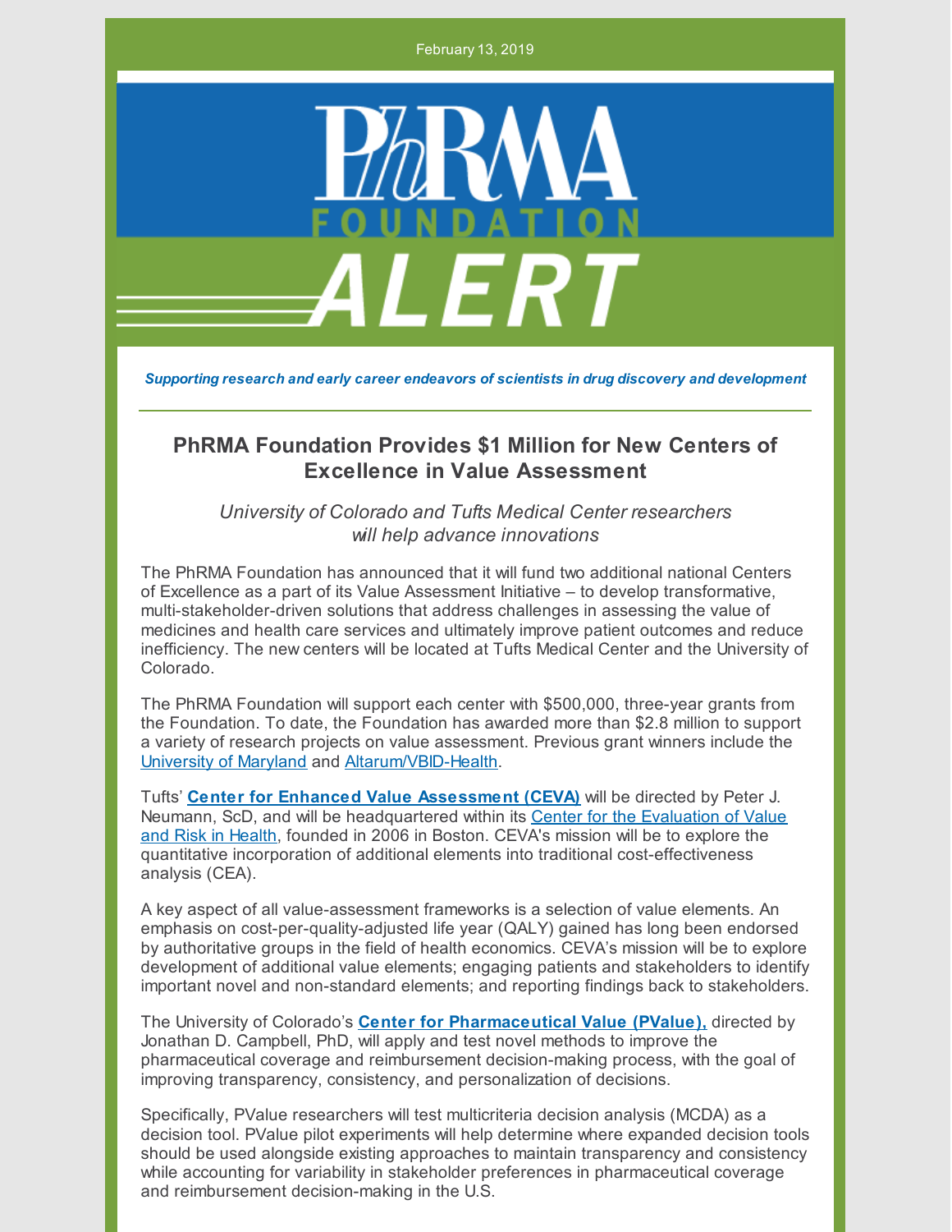February 13, 2019

PhRMA FOUNDATION ALERT

*Supporting research and early career endeavors of scientists in drug discovery and development*

## PhRMA Foundation Provides $1 Million for New Centers of Excellence in Value Assessment

*University of Colorado and Tufts Medical Center researchers will help advance innovations*

The PhRMA Foundation has announced that it will fund two additional national Centers of Excellence as a part of its Value Assessment Initiative – to develop transformative, multi-stakeholder-driven solutions that address challenges in assessing the value of medicines and health care services and ultimately improve patient outcomes and reduce inefficiency. The new centers will be located at Tufts Medical Center and the University of Colorado.

The PhRMA Foundation will support each center with $500,000, three-year grants from the Foundation. To date, the Foundation has awarded more than $2.8 million to support a variety of research projects on value assessment. Previous grant winners include the University of Maryland and Altarum/VBID-Health.

Tufts' **Center for Enhanced Value Assessment (CEVA)** will be directed by Peter J. Neumann, ScD, and will be headquartered within its Center for the Evaluation of Value and Risk in Health, founded in 2006 in Boston. CEVA's mission will be to explore the quantitative incorporation of additional elements into traditional cost-effectiveness analysis (CEA).

A key aspect of all value-assessment frameworks is a selection of value elements. An emphasis on cost-per-quality-adjusted life year (QALY) gained has long been endorsed by authoritative groups in the field of health economics. CEVA's mission will be to explore development of additional value elements; engaging patients and stakeholders to identify important novel and non-standard elements; and reporting findings back to stakeholders.

The University of Colorado's **Center for Pharmaceutical Value (PValue),** directed by Jonathan D. Campbell, PhD, will apply and test novel methods to improve the pharmaceutical coverage and reimbursement decision-making process, with the goal of improving transparency, consistency, and personalization of decisions.

Specifically, PValue researchers will test multicriteria decision analysis (MCDA) as a decision tool. PValue pilot experiments will help determine where expanded decision tools should be used alongside existing approaches to maintain transparency and consistency while accounting for variability in stakeholder preferences in pharmaceutical coverage and reimbursement decision-making in the U.S.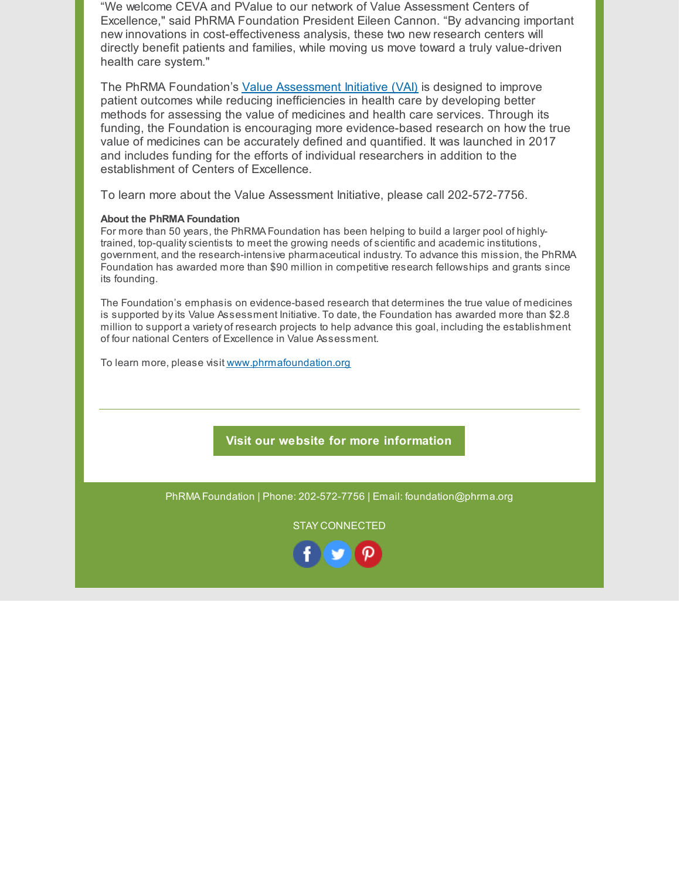"We welcome CEVA and PValue to our network of Value Assessment Centers of Excellence," said PhRMA Foundation President Eileen Cannon. "By advancing important new innovations in cost-effectiveness analysis, these two new research centers will directly benefit patients and families, while moving us move toward a truly value-driven health care system."

The PhRMA Foundation's [Value Assessment Initiative (VAI)](#) is designed to improve patient outcomes while reducing inefficiencies in health care by developing better methods for assessing the value of medicines and health care services. Through its funding, the Foundation is encouraging more evidence-based research on how the true value of medicines can be accurately defined and quantified. It was launched in 2017 and includes funding for the efforts of individual researchers in addition to the establishment of Centers of Excellence.

To learn more about the Value Assessment Initiative, please call 202-572-7756.

**About the PhRMA Foundation**

For more than 50 years, the PhRMA Foundation has been helping to build a larger pool of highly-trained, top-quality scientists to meet the growing needs of scientific and academic institutions, government, and the research-intensive pharmaceutical industry. To advance this mission, the PhRMA Foundation has awarded more than $90 million in competitive research fellowships and grants since its founding.

The Foundation's emphasis on evidence-based research that determines the true value of medicines is supported by its Value Assessment Initiative. To date, the Foundation has awarded more than $2.8 million to support a variety of research projects to help advance this goal, including the establishment of four national Centers of Excellence in Value Assessment.

To learn more, please visit [www.phrmafoundation.org](http://www.phrmafoundation.org)

---

**Visit our website for more information**

PhRMA Foundation | Phone: 202-572-7756 | Email: foundation@phrma.org

STAY CONNECTED